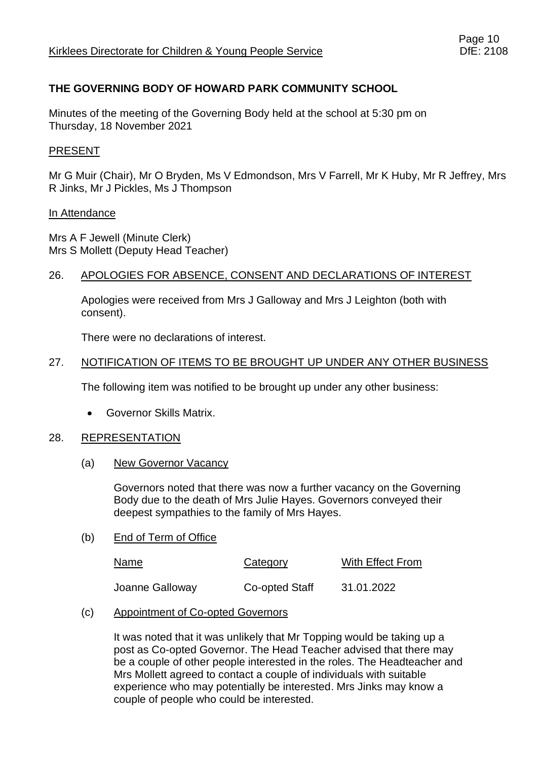Kirklees Directorate for Children & Young People Service

DfE: 2108

# THE GOVERNING BODY OF HOWARD PARK COMMUNITY SCHOOL

Minutes of the meeting of the Governing Body held at the school at 5:30 pm on Thursday, 18 November 2021

## PRESENT

Mr G Muir (Chair), Mr O Bryden, Ms V Edmondson, Mrs V Farrell, Mr K Huby, Mr R Jeffrey, Mrs R Jinks, Mr J Pickles, Ms J Thompson

## In Attendance

Mrs A F Jewell (Minute Clerk)
Mrs S Mollett (Deputy Head Teacher)

## 26. APOLOGIES FOR ABSENCE, CONSENT AND DECLARATIONS OF INTEREST

Apologies were received from Mrs J Galloway and Mrs J Leighton (both with consent).

There were no declarations of interest.

## 27. NOTIFICATION OF ITEMS TO BE BROUGHT UP UNDER ANY OTHER BUSINESS

The following item was notified to be brought up under any other business:

- Governor Skills Matrix.

## 28. REPRESENTATION

### (a) New Governor Vacancy

Governors noted that there was now a further vacancy on the Governing Body due to the death of Mrs Julie Hayes. Governors conveyed their deepest sympathies to the family of Mrs Hayes.

### (b) End of Term of Office

| Name | Category | With Effect From |
|---|---|---|
| Joanne Galloway | Co-opted Staff | 31.01.2022 |

### (c) Appointment of Co-opted Governors

It was noted that it was unlikely that Mr Topping would be taking up a post as Co-opted Governor. The Head Teacher advised that there may be a couple of other people interested in the roles. The Headteacher and Mrs Mollett agreed to contact a couple of individuals with suitable experience who may potentially be interested. Mrs Jinks may know a couple of people who could be interested.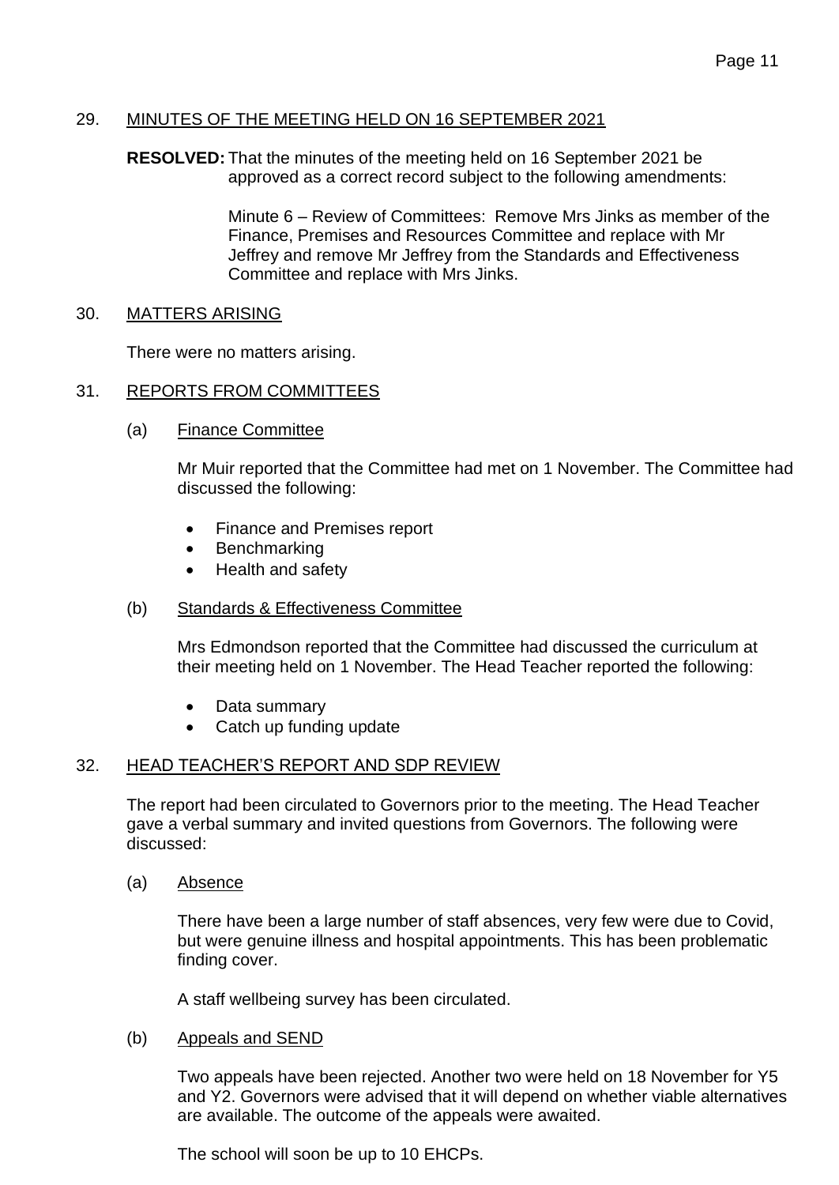## 29. MINUTES OF THE MEETING HELD ON 16 SEPTEMBER 2021

**RESOLVED:** That the minutes of the meeting held on 16 September 2021 be approved as a correct record subject to the following amendments:

Minute 6 – Review of Committees: Remove Mrs Jinks as member of the Finance, Premises and Resources Committee and replace with Mr Jeffrey and remove Mr Jeffrey from the Standards and Effectiveness Committee and replace with Mrs Jinks.

## 30. MATTERS ARISING

There were no matters arising.

## 31. REPORTS FROM COMMITTEES

### (a) Finance Committee

Mr Muir reported that the Committee had met on 1 November. The Committee had discussed the following:

- Finance and Premises report
- Benchmarking
- Health and safety

### (b) Standards & Effectiveness Committee

Mrs Edmondson reported that the Committee had discussed the curriculum at their meeting held 1 November. The Head Teacher reported the following:

- Data summary
- Catch up funding update

## 32. HEAD TEACHER'S REPORT AND SDP REVIEW

The report had been circulated to Governors prior to the meeting. The Head Teacher gave a verbal summary and invited questions from Governors. The following were discussed:

### (a) Absence

There have been a large number of staff absences, very few were due to Covid, but were genuine illness and hospital appointments. This has been problematic finding cover.

A staff wellbeing survey has been circulated.

### (b) Appeals and SEND

Two appeals have been rejected. Another two were held on 18 November for Y5 and Y2. Governors were advised that it will depend on whether viable alternatives are available. The outcome of the appeals were awaited.

The school will soon be up to 10 EHCPs.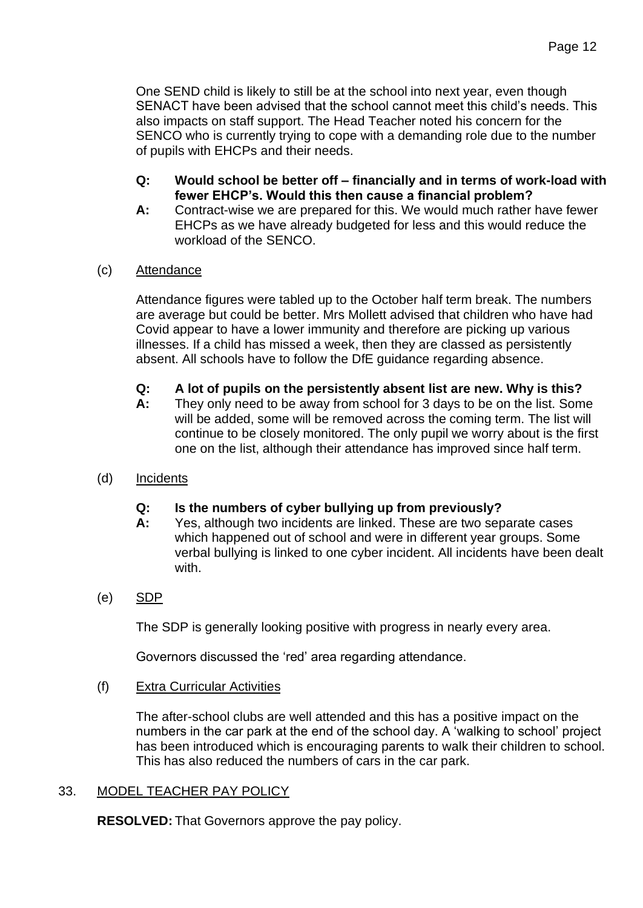One SEND child is likely to still be at the school into next year, even though SENACT have been advised that the school cannot meet this child's needs. This also impacts on staff support. The Head Teacher noted his concern for the SENCO who is currently trying to cope with a demanding role due to the number of pupils with EHCPs and their needs.

**Q: Would school be better off – financially and in terms of work-load with fewer EHCP's. Would this then cause a financial problem?**

**A:** Contract-wise we are prepared for this. We would much rather have fewer EHCPs as we have already budgeted for less and this would reduce the workload of the SENCO.

(c) Attendance

Attendance figures were tabled up to the October half term break. The numbers are average but could be better. Mrs Mollett advised that children who have had Covid appear to have a lower immunity and therefore are picking up various illnesses. If a child has missed a week, then they are classed as persistently absent. All schools have to follow the DfE guidance regarding absence.

**Q: A lot of pupils on the persistently absent list are new. Why is this?**

**A:** They only need to be away from school for 3 days to be on the list. Some will be added, some will be removed across the coming term. The list will continue to be closely monitored. The only pupil we worry about is the first one on the list, although their attendance has improved since half term.

(d) Incidents

**Q: Is the numbers of cyber bullying up from previously?**

**A:** Yes, although two incidents are linked. These are two separate cases which happened out of school and were in different year groups. Some verbal bullying is linked to one cyber incident. All incidents have been dealt with.

(e) SDP

The SDP is generally looking positive with progress in nearly every area.

Governors discussed the 'red' area regarding attendance.

(f) Extra Curricular Activities

The after-school clubs are well attended and this has a positive impact on the numbers in the car park at the end of the school day. A 'walking to school' project has been introduced which is encouraging parents to walk their children to school. This has also reduced the numbers of cars in the car park.

33. MODEL TEACHER PAY POLICY

**RESOLVED:** That Governors approve the pay policy.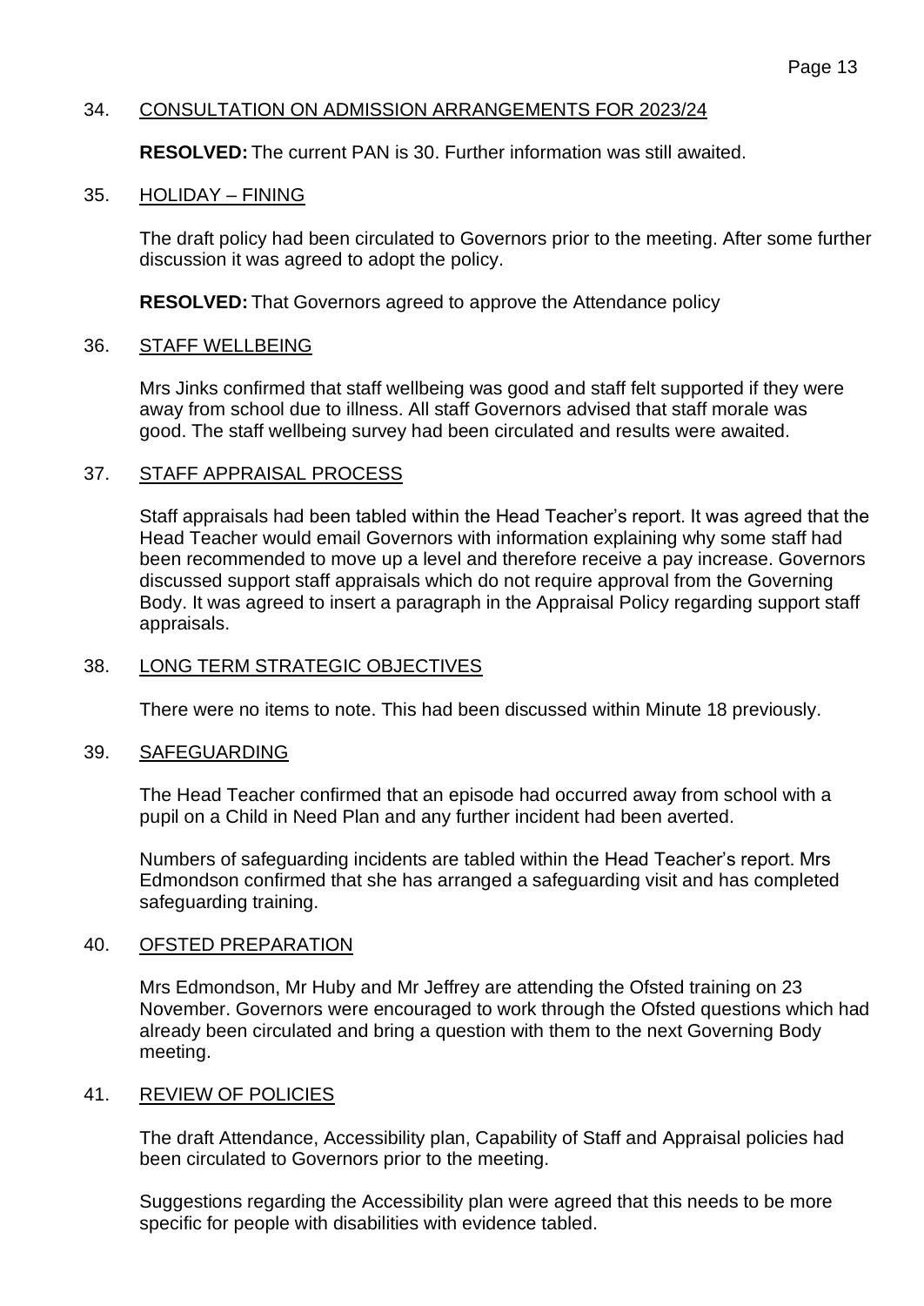## 34. CONSULTATION ON ADMISSION ARRANGEMENTS FOR 2023/24

**RESOLVED:** The current PAN is 30. Further information was still awaited.

## 35. HOLIDAY – FINING

The draft policy had been circulated to Governors prior to the meeting. After some further discussion it was agreed to adopt the policy.

**RESOLVED:** That Governors agreed to approve the Attendance policy

## 36. STAFF WELLBEING

Mrs Jinks confirmed that staff wellbeing was good and staff felt supported if they were away from school due to illness. All staff Governors advised that staff morale was good. The staff wellbeing survey had been circulated and results were awaited.

## 37. STAFF APPRAISAL PROCESS

Staff appraisals had been tabled within the Head Teacher's report. It was agreed that the Head Teacher would email Governors with information explaining why some staff had been recommended to move up a level and therefore receive a pay increase. Governors discussed support staff appraisals which do not require approval from the Governing Body. It was agreed to insert a paragraph in the Appraisal Policy regarding support staff appraisals.

## 38. LONG TERM STRATEGIC OBJECTIVES

There were no items to note. This had been discussed within Minute 18 previously.

## 39. SAFEGUARDING

The Head Teacher confirmed that an episode had occurred away from school with a pupil on a Child in Need Plan and any further incident had been averted.

Numbers of safeguarding incidents are tabled within the Head Teacher's report. Mrs Edmondson confirmed that she has arranged a safeguarding visit and has completed safeguarding training.

## 40. OFSTED PREPARATION

Mrs Edmondson, Mr Huby and Mr Jeffrey are attending the Ofsted training on 23 November. Governors were encouraged to work through the Ofsted questions which had already been circulated and bring a question with them to the next Governing Body meeting.

## 41. REVIEW OF POLICIES

The draft Attendance, Accessibility plan, Capability of Staff and Appraisal policies had been circulated to Governors prior to the meeting.

Suggestions regarding the Accessibility plan were agreed that this needs to be more specific for people with disabilities with evidence tabled.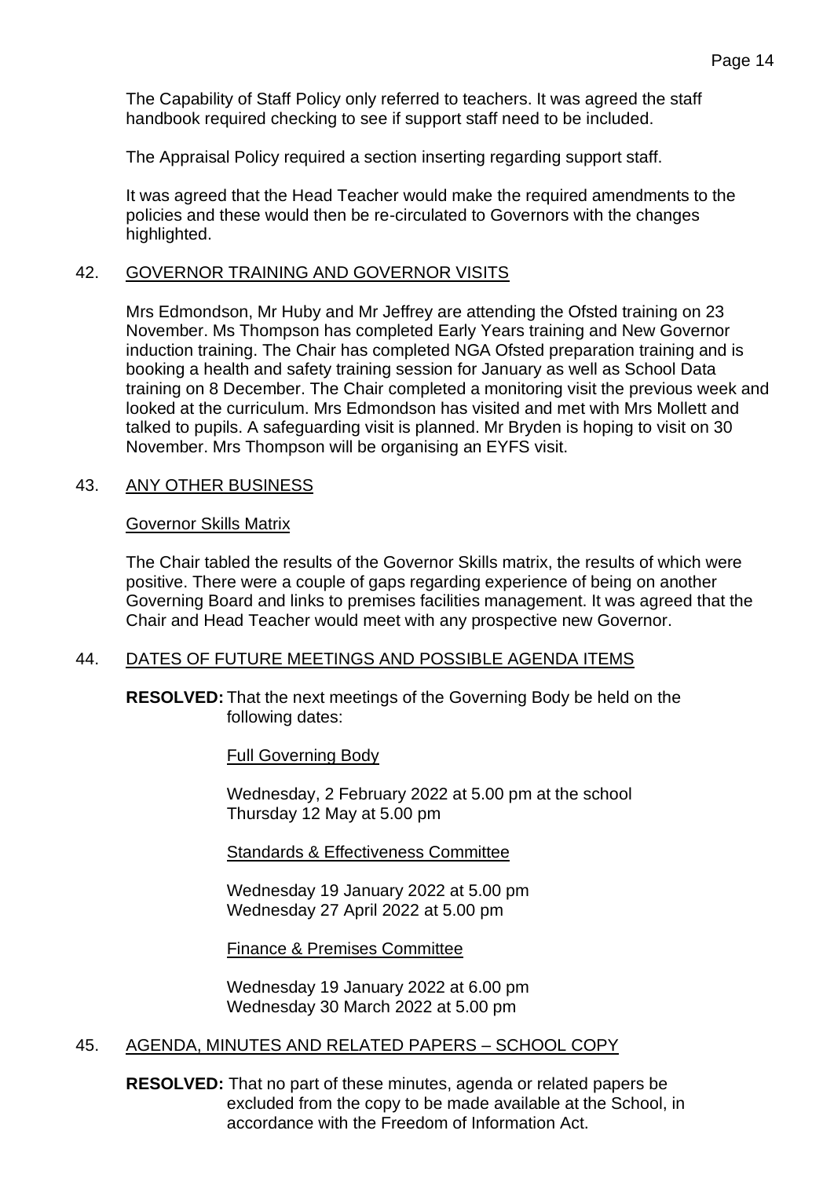The Capability of Staff Policy only referred to teachers. It was agreed the staff handbook required checking to see if support staff need to be included.

The Appraisal Policy required a section inserting regarding support staff.

It was agreed that the Head Teacher would make the required amendments to the policies and these would then be re-circulated to Governors with the changes highlighted.

## 42. GOVERNOR TRAINING AND GOVERNOR VISITS

Mrs Edmondson, Mr Huby and Mr Jeffrey are attending the Ofsted training on 23 November. Ms Thompson has completed Early Years training and New Governor induction training. The Chair has completed NGA Ofsted preparation training and is booking a health and safety training session for January as well as School Data training on 8 December. The Chair completed a monitoring visit the previous week and looked at the curriculum. Mrs Edmondson has visited and met with Mrs Mollett and talked to pupils. A safeguarding visit is planned. Mr Bryden is hoping to visit on 30 November. Mrs Thompson will be organising an EYFS visit.

## 43. ANY OTHER BUSINESS

Governor Skills Matrix

The Chair tabled the results of the Governor Skills matrix, the results of which were positive. There were a couple of gaps regarding experience of being on another Governing Board and links to premises facilities management. It was agreed that the Chair and Head Teacher would meet with any prospective new Governor.

## 44. DATES OF FUTURE MEETINGS AND POSSIBLE AGENDA ITEMS

**RESOLVED:** That the next meetings of the Governing Body be held on the following dates:

Full Governing Body

Wednesday, 2 February 2022 at 5.00 pm at the school
Thursday 12 May at 5.00 pm

Standards & Effectiveness Committee

Wednesday 19 January 2022 at 5.00 pm
Wednesday 27 April 2022 at 5.00 pm

Finance & Premises Committee

Wednesday 19 January 2022 at 6.00 pm
Wednesday 30 March 2022 at 5.00 pm

## 45. AGENDA, MINUTES AND RELATED PAPERS – SCHOOL COPY

**RESOLVED:** That no part of these minutes, agenda or related papers be excluded from the copy to be made available at the School, in accordance with the Freedom of Information Act.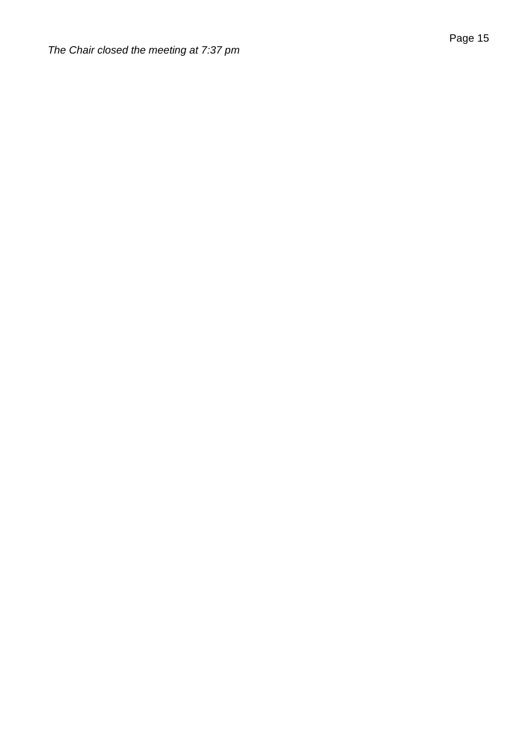*The Chair closed the meeting at 7:37 pm*